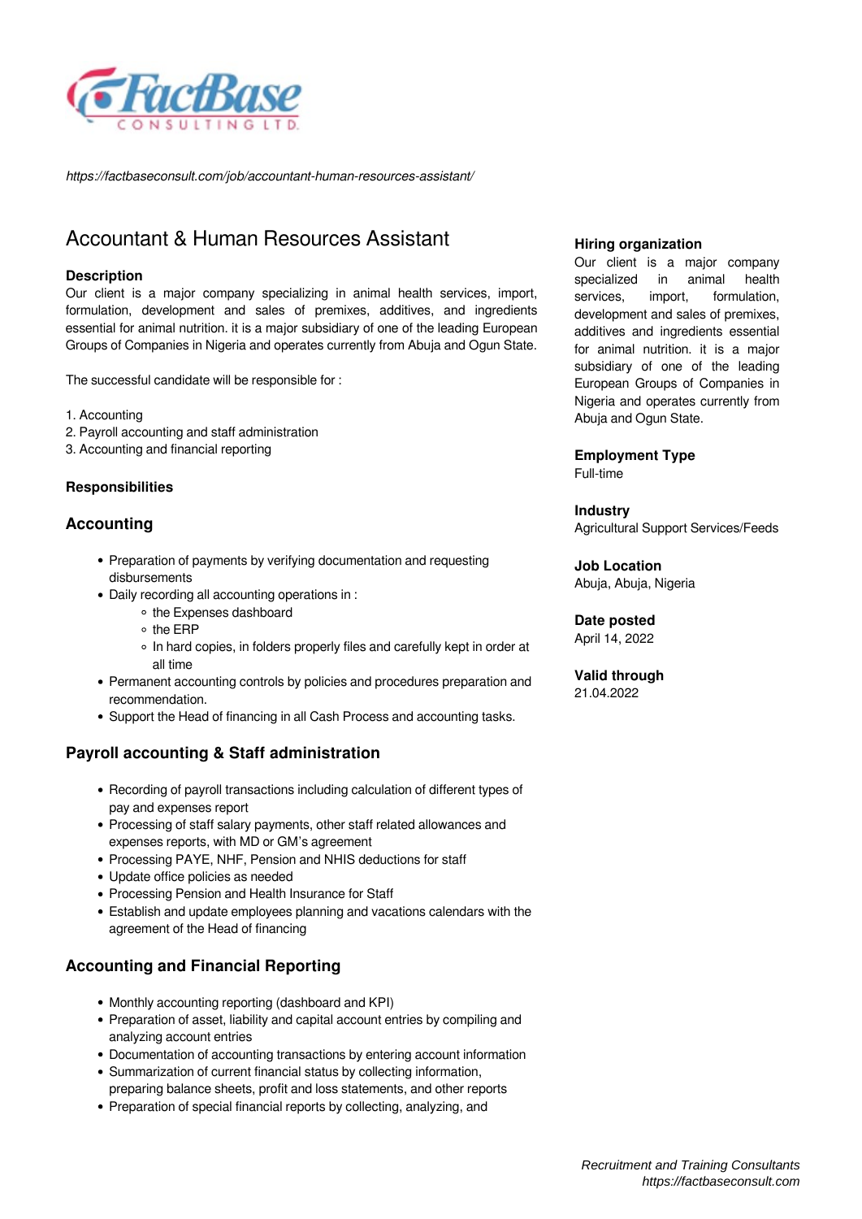*https://factbaseconsult.com/job/accountant-human-resources-assistant/*

# Accountant & Human Resources Assistant

**Description**
Our client is a major company specializing in animal health services, import, formulation, development and sales of premixes, additives, and ingredients essential for animal nutrition. it is a major subsidiary of one of the leading European Groups of Companies in Nigeria and operates currently from Abuja and Ogun State.

The successful candidate will be responsible for :

1. Accounting
2. Payroll accounting and staff administration
3. Accounting and financial reporting

**Responsibilities**

### Accounting

- Preparation of payments by verifying documentation and requesting disbursements
- Daily recording all accounting operations in :
  - the Expenses dashboard
  - the ERP
  - In hard copies, in folders properly files and carefully kept in order at all time
- Permanent accounting controls by policies and procedures preparation and recommendation.
- Support the Head of financing in all Cash Process and accounting tasks.

### Payroll accounting & Staff administration

- Recording of payroll transactions including calculation of different types of pay and expenses report
- Processing of staff salary payments, other staff related allowances and expenses reports, with MD or GM's agreement
- Processing PAYE, NHF, Pension and NHIS deductions for staff
- Update office policies as needed
- Processing Pension and Health Insurance for Staff
- Establish and update employees planning and vacations calendars with the agreement of the Head of financing

### Accounting and Financial Reporting

- Monthly accounting reporting (dashboard and KPI)
- Preparation of asset, liability and capital account entries by compiling and analyzing account entries
- Documentation of accounting transactions by entering account information
- Summarization of current financial status by collecting information, preparing balance sheets, profit and loss statements, and other reports
- Preparation of special financial reports by collecting, analyzing, and

**Hiring organization**
Our client is a major company specialized in animal health services, import, formulation, development and sales of premixes, additives and ingredients essential for animal nutrition. it is a major subsidiary of one of the leading European Groups of Companies in Nigeria and operates currently from Abuja and Ogun State.

**Employment Type**
Full-time

**Industry**
Agricultural Support Services/Feeds

**Job Location**
Abuja, Abuja, Nigeria

**Date posted**
April 14, 2022

**Valid through**
21.04.2022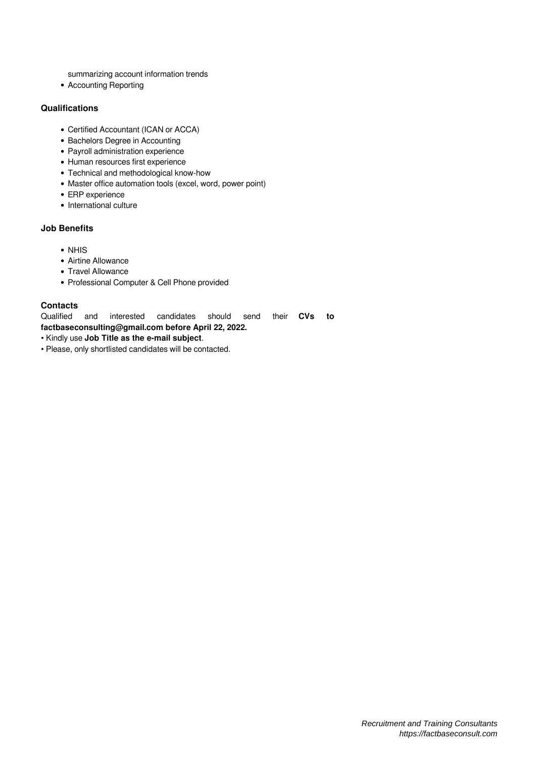summarizing account information trends

- Accounting Reporting

### Qualifications

- Certified Accountant (ICAN or ACCA)
- Bachelors Degree in Accounting
- Payroll administration experience
- Human resources first experience
- Technical and methodological know-how
- Master office automation tools (excel, word, power point)
- ERP experience
- International culture

### Job Benefits

- NHIS
- Airtine Allowance
- Travel Allowance
- Professional Computer & Cell Phone provided

### Contacts

Qualified and interested candidates should send their **CVs to factbaseconsulting@gmail.com before April 22, 2022.**

• Kindly use **Job Title as the e-mail subject**.

• Please, only shortlisted candidates will be contacted.

*Recruitment and Training Consultants*
*https://factbaseconsult.com*